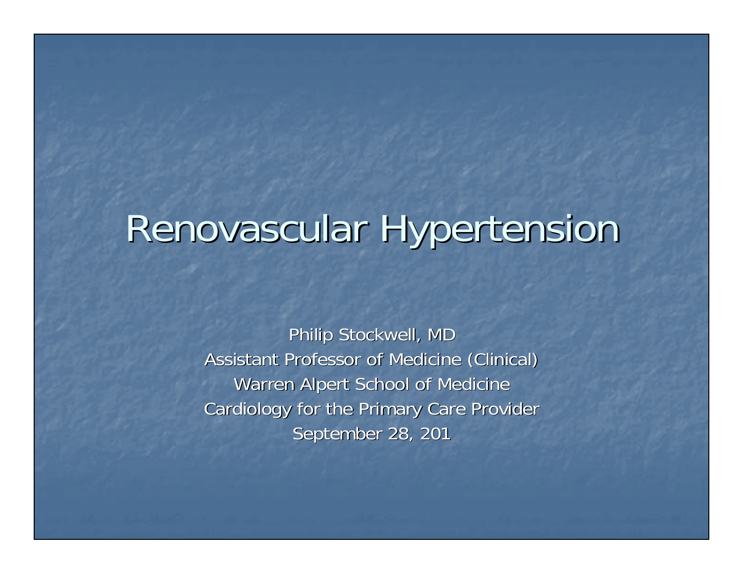# Renovascular Hypertension

Philip Stockwell, MD

Assistant Professor of Medicine (Clinical)

Warren Alpert School of Medicine

Cardiology for the Primary Care Provider

September 28, 201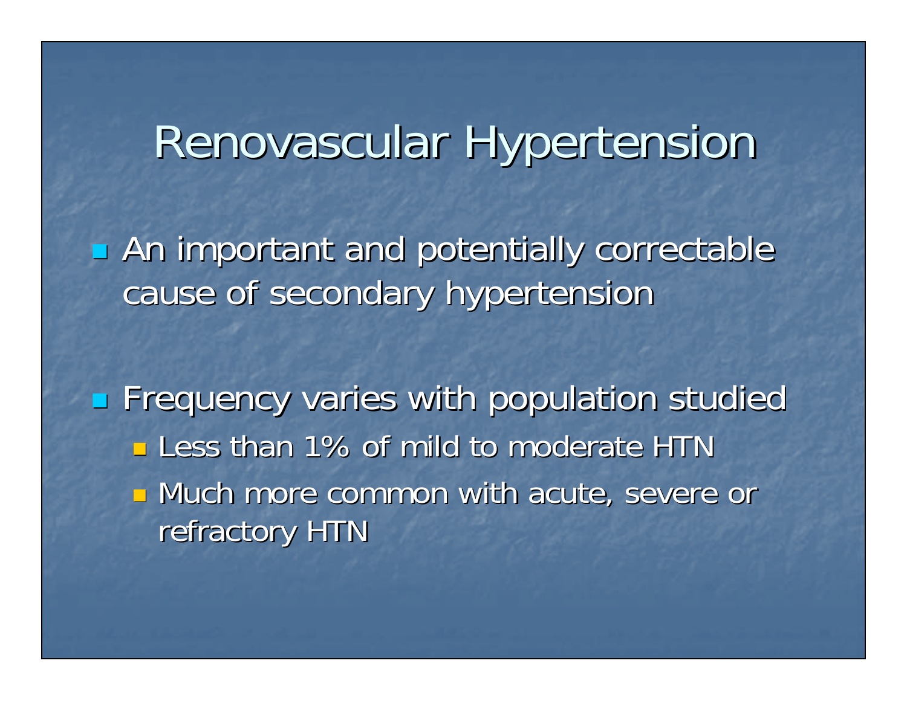# Renovascular Hypertension

- An important and potentially correctable cause of secondary hypertension
- Frequency varies with population studied
  - Less than 1% of mild to moderate HTN
  - Much more common with acute, severe or refractory HTN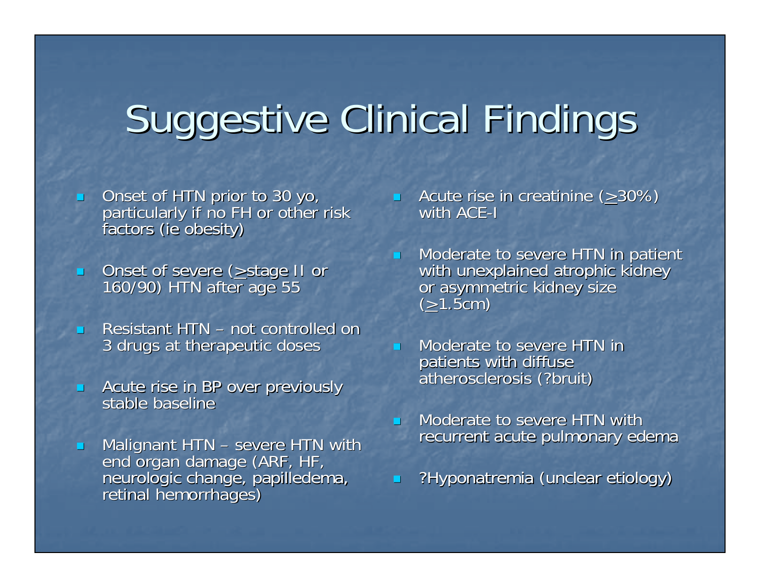# Suggestive Clinical Findings

- Onset of HTN prior to 30 yo, particularly if no FH or other risk factors (ie obesity)
- Onset of severe (≥stage II or 160/90) HTN after age 55
- Resistant HTN – not controlled on 3 drugs at therapeutic doses
- Acute rise in BP over previously stable baseline
- Malignant HTN – severe HTN with end organ damage (ARF, HF, neurologic change, papilledema, retinal hemorrhages)
- Acute rise in creatinine (≥30%) with ACE-I
- Moderate to severe HTN in patient with unexplained atrophic kidney or asymmetric kidney size (≥1.5cm)
- Moderate to severe HTN in patients with diffuse atherosclerosis (?bruit)
- Moderate to severe HTN with recurrent acute pulmonary edema
- ?Hyponatremia (unclear etiology)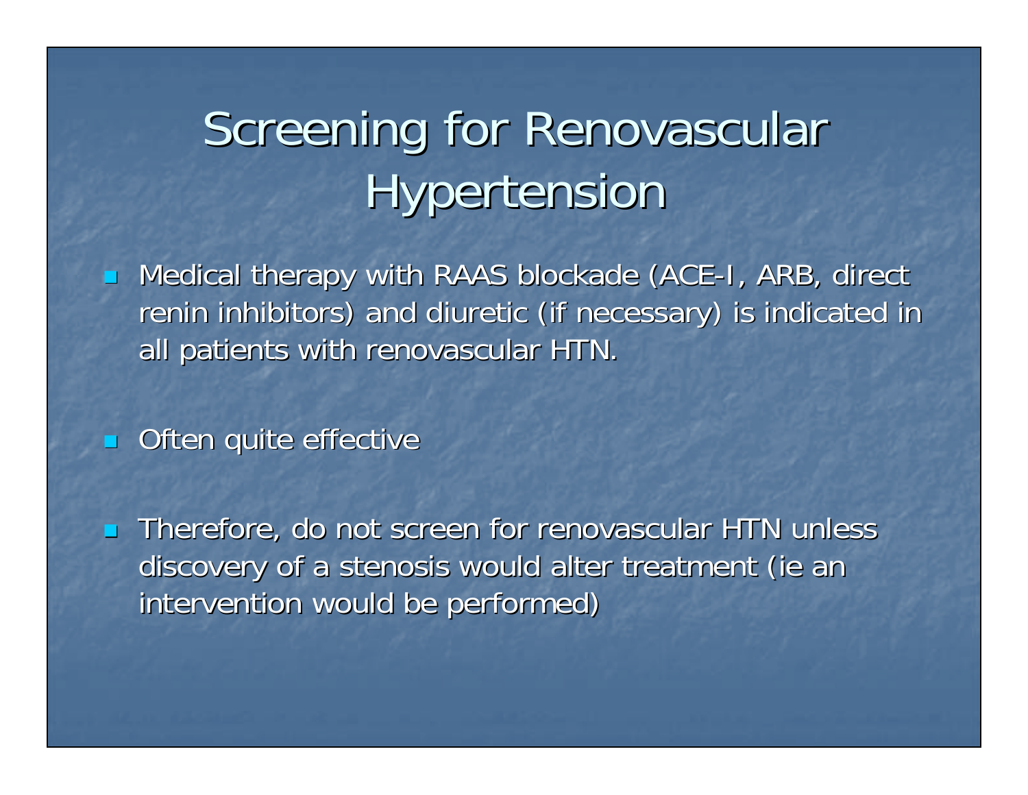# Screening for Renovascular Hypertension

- Medical therapy with RAAS blockade (ACE-I, ARB, direct renin inhibitors) and diuretic (if necessary) is indicated in all patients with renovascular HTN.

- Often quite effective

- Therefore, do not screen for renovascular HTN unless discovery of a stenosis would alter treatment (ie an intervention would be performed)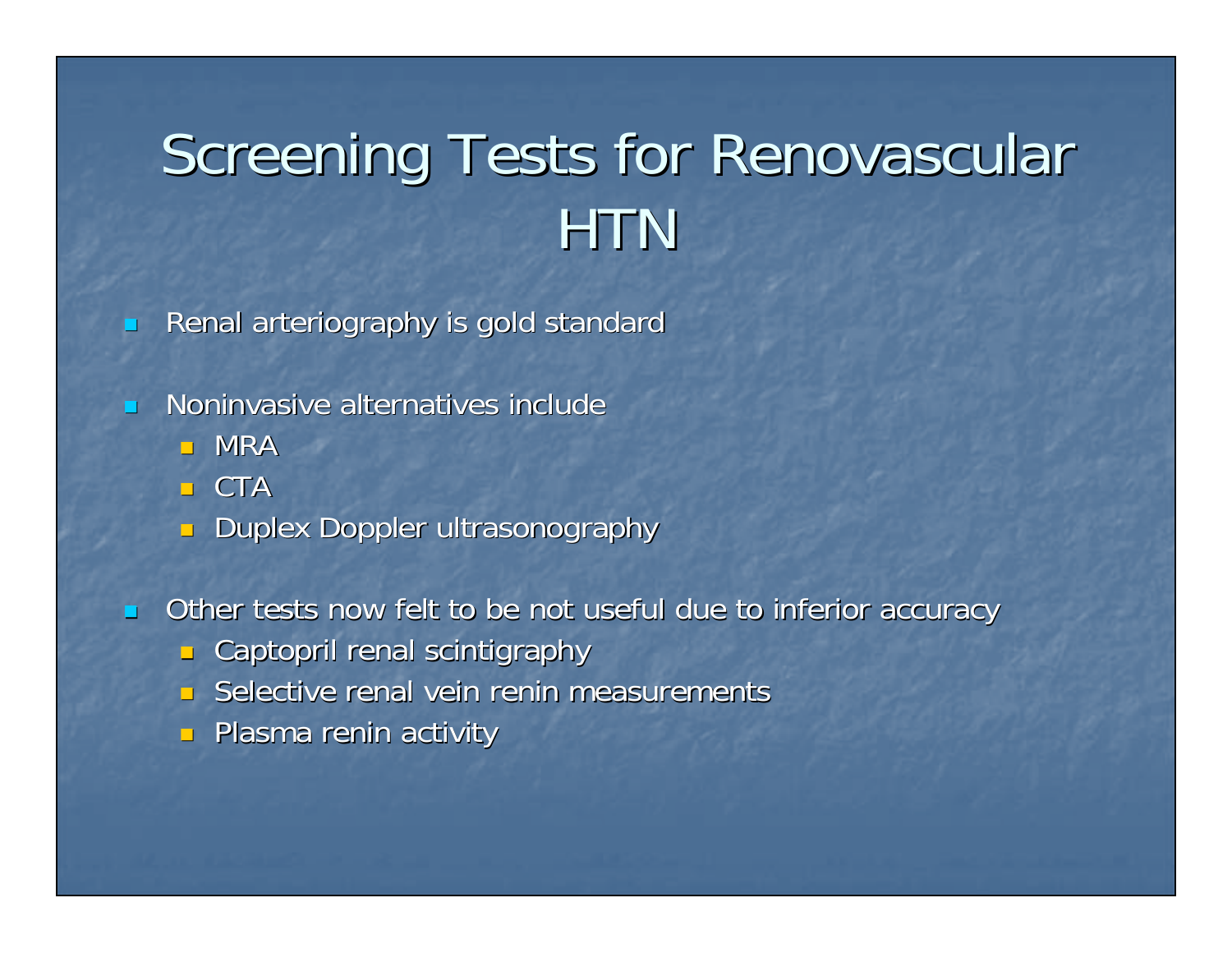# Screening Tests for Renovascular HTN

- Renal arteriography is gold standard

- Noninvasive alternatives include
  - MRA
  - CTA
  - Duplex Doppler ultrasonography

- Other tests now felt to be not useful due to inferior accuracy
  - Captopril renal scintigraphy
  - Selective renal vein renin measurements
  - Plasma renin activity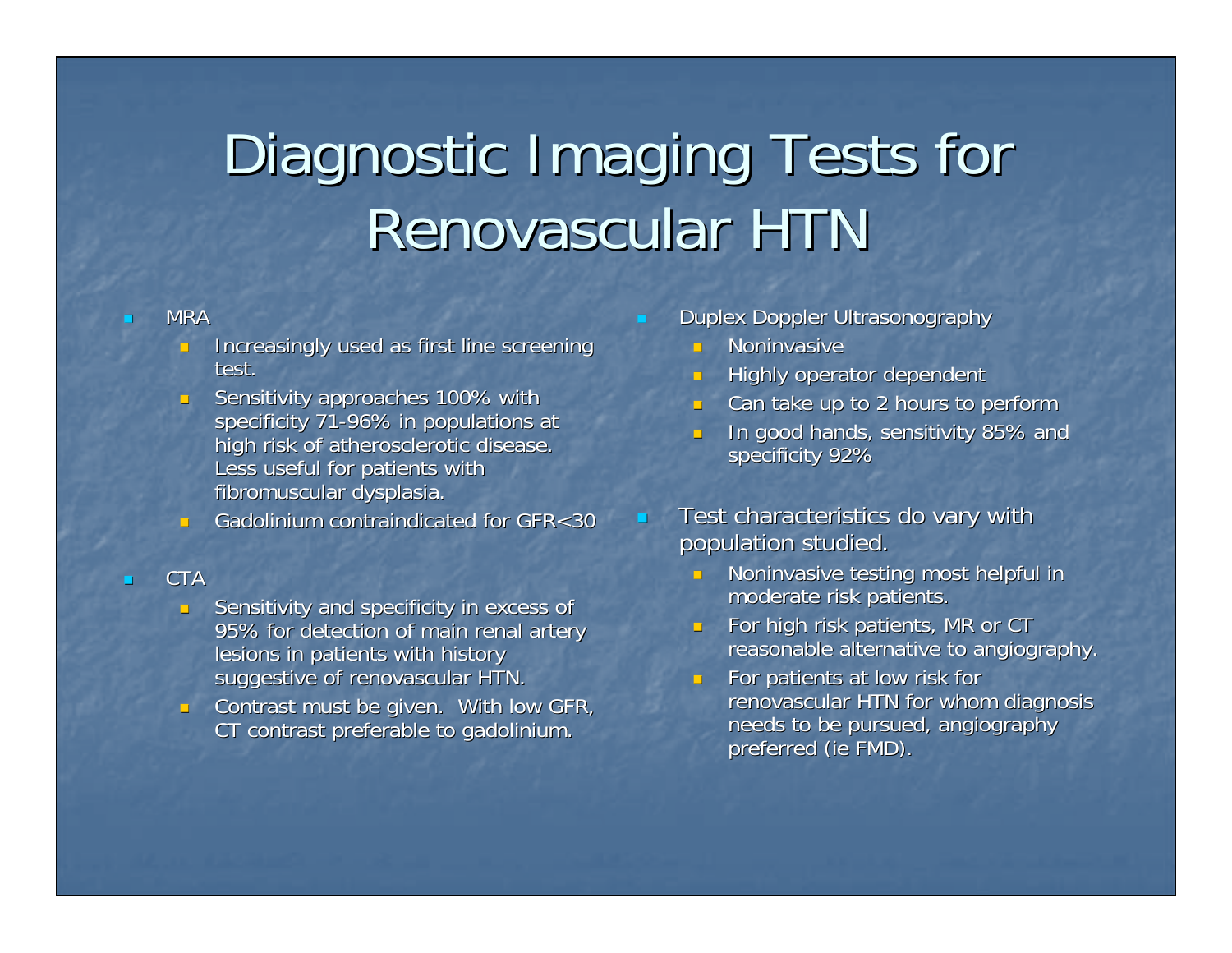# Diagnostic Imaging Tests for Renovascular HTN

- MRA
  - Increasingly used as first line screening test.
  - Sensitivity approaches 100% with specificity 71-96% in populations at high risk of atherosclerotic disease. Less useful for patients with fibromuscular dysplasia.
  - Gadolinium contraindicated for GFR<30
- CTA
  - Sensitivity and specificity in excess of 95% for detection of main renal artery lesions in patients with history suggestive of renovascular HTN.
  - Contrast must be given. With low GFR, CT contrast preferable to gadolinium.
- Duplex Doppler Ultrasonography
  - Noninvasive
  - Highly operator dependent
  - Can take up to 2 hours to perform
  - In good hands, sensitivity 85% and specificity 92%
- Test characteristics do vary with population studied.
  - Noninvasive testing most helpful in moderate risk patients.
  - For high risk patients, MR or CT reasonable alternative to angiography.
  - For patients at low risk for renovascular HTN for whom diagnosis needs to be pursued, angiography preferred (ie FMD).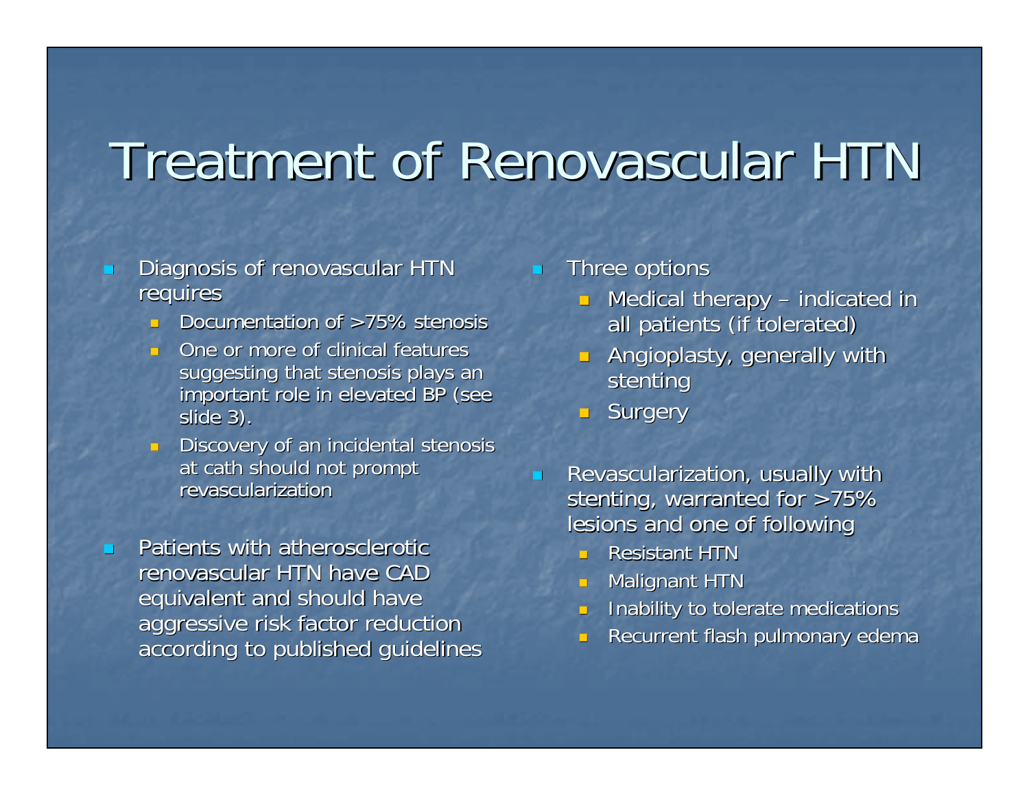# Treatment of Renovascular HTN

- Diagnosis of renovascular HTN requires
  - Documentation of >75% stenosis
  - One or more of clinical features suggesting that stenosis plays an important role in elevated BP (see slide 3).
  - Discovery of an incidental stenosis at cath should not prompt revascularization
- Patients with atherosclerotic renovascular HTN have CAD equivalent and should have aggressive risk factor reduction according to published guidelines

- Three options
  - Medical therapy – indicated in all patients (if tolerated)
  - Angioplasty, generally with stenting
  - Surgery
- Revascularization, usually with stenting, warranted for >75% lesions and one of following
  - Resistant HTN
  - Malignant HTN
  - Inability to tolerate medications
  - Recurrent flash pulmonary edema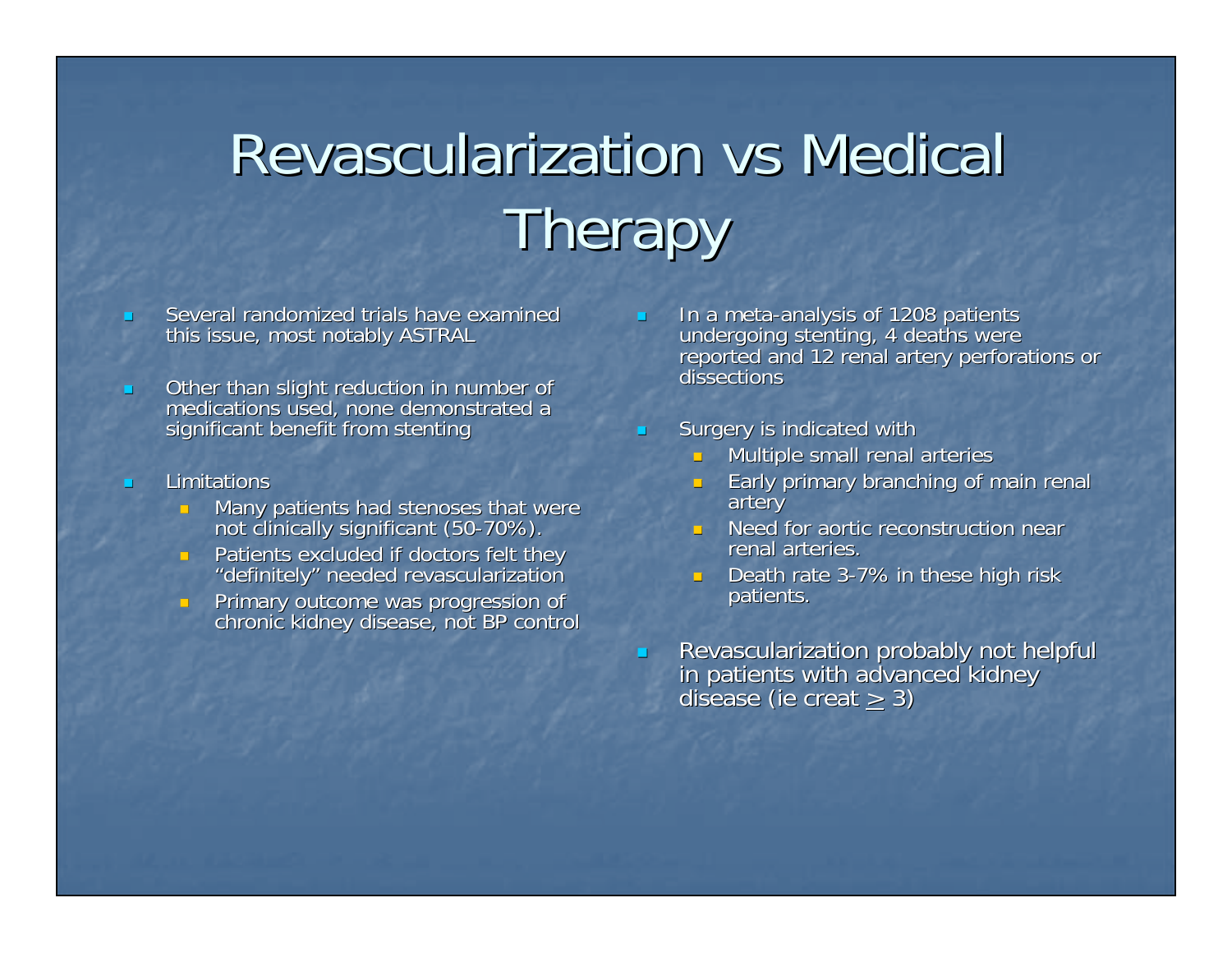# Revascularization vs Medical Therapy

- Several randomized trials have examined this issue, most notably ASTRAL
- Other than slight reduction in number of medications used, none demonstrated a significant benefit from stenting
- Limitations
  - Many patients had stenoses that were not clinically significant (50-70%).
  - Patients excluded if doctors felt they "definitely" needed revascularization
  - Primary outcome was progression of chronic kidney disease, not BP control
- In a meta-analysis of 1208 patients undergoing stenting, 4 deaths were reported and 12 renal artery perforations or dissections
- Surgery is indicated with
  - Multiple small renal arteries
  - Early primary branching of main renal artery
  - Need for aortic reconstruction near renal arteries.
  - Death rate 3-7% in these high risk patients.
- Revascularization probably not helpful in patients with advanced kidney disease (ie creat $\geq$ 3)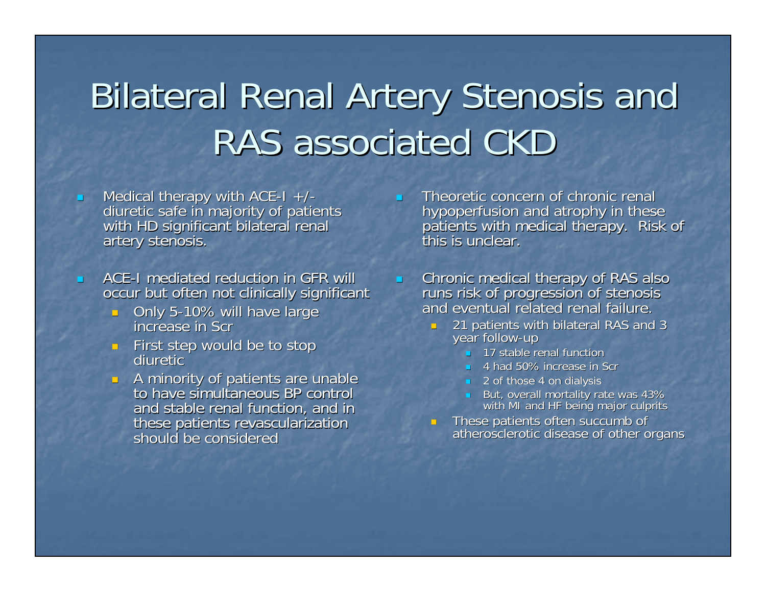# Bilateral Renal Artery Stenosis and RAS associated CKD

- Medical therapy with ACE-I +/- diuretic safe in majority of patients with HD significant bilateral renal artery stenosis.
- ACE-I mediated reduction in GFR will occur but often not clinically significant
  - Only 5-10% will have large increase in Scr
  - First step would be to stop diuretic
  - A minority of patients are unable to have simultaneous BP control and stable renal function, and in these patients revascularization should be considered
- Theoretic concern of chronic renal hypoperfusion and atrophy in these patients with medical therapy. Risk of this is unclear.
- Chronic medical therapy of RAS also runs risk of progression of stenosis and eventual related renal failure.
  - 21 patients with bilateral RAS and 3 year follow-up
    - 17 stable renal function
    - 4 had 50% increase in Scr
    - 2 of those 4 on dialysis
    - But, overall mortality rate was 43% with MI and HF being major culprits
  - These patients often succumb of atherosclerotic disease of other organs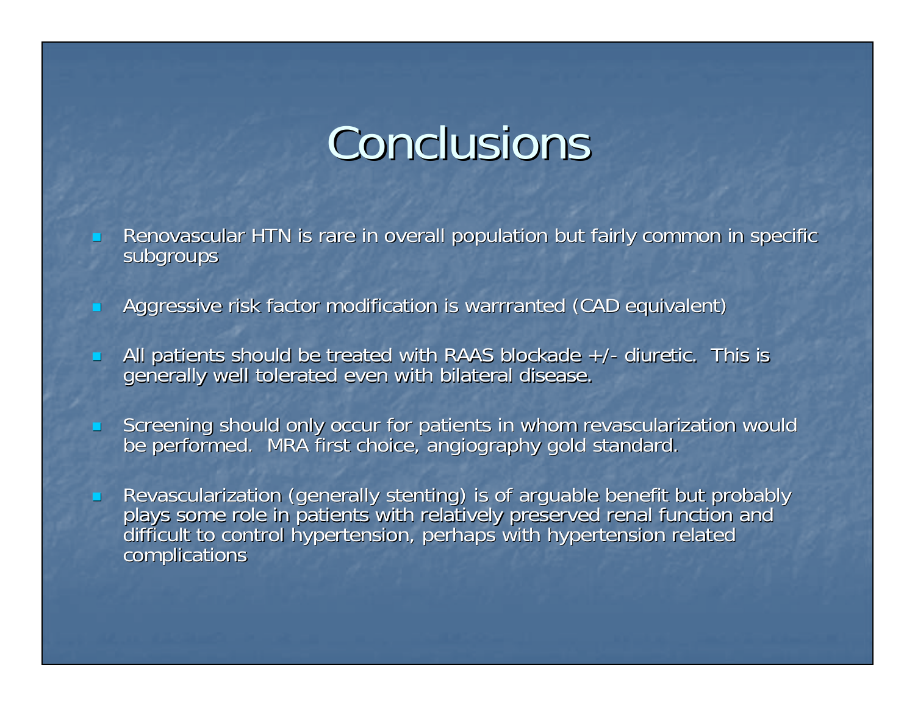# Conclusions

- Renovascular HTN is rare in overall population but fairly common in specific subgroups
- Aggressive risk factor modification is warrranted (CAD equivalent)
- All patients should be treated with RAAS blockade +/- diuretic. This is generally well tolerated even with bilateral disease.
- Screening should only occur for patients in whom revascularization would be performed. MRA first choice, angiography gold standard.
- Revascularization (generally stenting) is of arguable benefit but probably plays some role in patients with relatively preserved renal function and difficult to control hypertension, perhaps with hypertension related complications